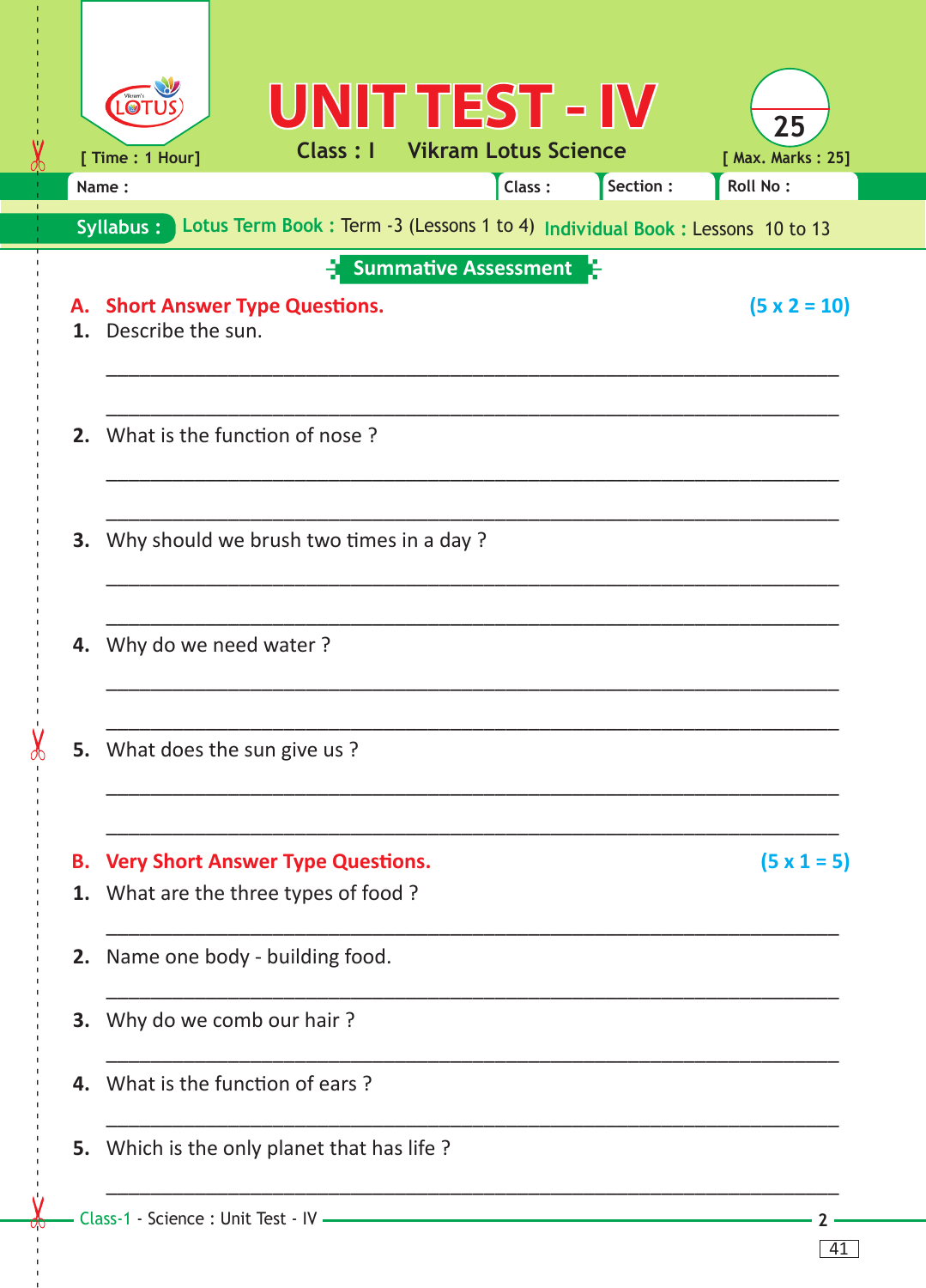# UNIT TEST - IV

**Class : I** **Vikram Lotus Science**

[ Time : 1 Hour] [ Max. Marks : 25]

Name : Class : Section : Roll No :

**Syllabus :** Lotus Term Book : Term -3 (Lessons 1 to 4) Individual Book : Lessons 10 to 13

## Summative Assessment

### A. Short Answer Type Questions. (5 x 2 = 10)

1. Describe the sun.

______________________________________________________________________

______________________________________________________________________

2. What is the function of nose ?

______________________________________________________________________

______________________________________________________________________

3. Why should we brush two times in a day ?

______________________________________________________________________

______________________________________________________________________

4. Why do we need water ?

______________________________________________________________________

______________________________________________________________________

5. What does the sun give us ?

______________________________________________________________________

______________________________________________________________________

### B. Very Short Answer Type Questions. (5 x 1 = 5)

1. What are the three types of food ?

______________________________________________________________________

2. Name one body - building food.

______________________________________________________________________

3. Why do we comb our hair ?

______________________________________________________________________

4. What is the function of ears ?

______________________________________________________________________

5. Which is the only planet that has life ?

______________________________________________________________________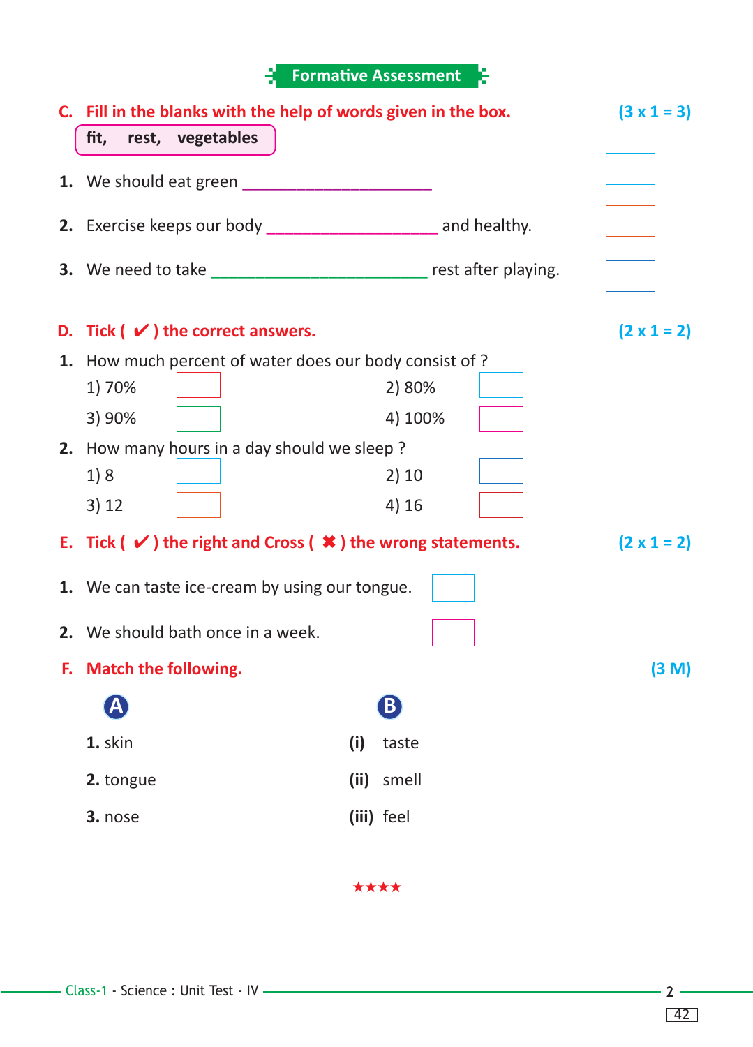## Formative Assessment

**C. Fill in the blanks with the help of words given in the box.** **(3 x 1 = 3)**

**fit, rest, vegetables**

1. We should eat green ______________________
2. Exercise keeps our body ____________________ and healthy.
3. We need to take _________________________ rest after playing.

**D. Tick ( ✔ ) the correct answers.** **(2 x 1 = 2)**

1. How much percent of water does our body consist of ?
   1) 70% ☐ 2) 80% ☐
   3) 90% ☐ 4) 100% ☐
2. How many hours in a day should we sleep ?
   1) 8 ☐ 2) 10 ☐
   3) 12 ☐ 4) 16 ☐

**E. Tick ( ✔ ) the right and Cross ( ✖ ) the wrong statements.** **(2 x 1 = 2)**

1. We can taste ice-cream by using our tongue. ☐
2. We should bath once in a week. ☐

**F. Match the following.** **(3 M)**

| A | B |
|---|---|
| **1.** skin | **(i)** taste |
| **2.** tongue | **(ii)** smell |
| **3.** nose | **(iii)** feel |

★★★★